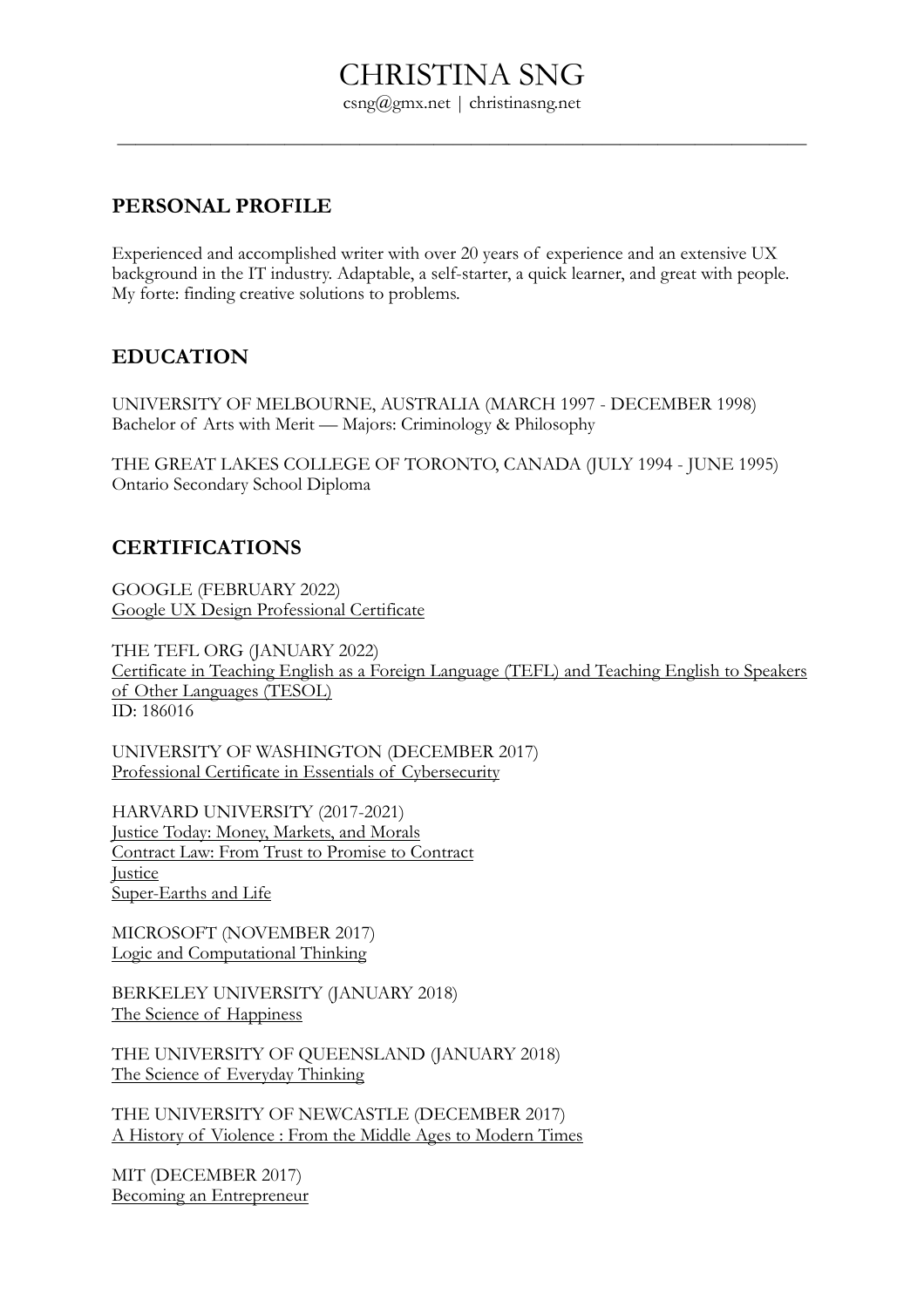# CHRISTINA SNG

csng@gmx.net | christinasng.net

---

## PERSONAL PROFILE

Experienced and accomplished writer with over 20 years of experience and an extensive UX background in the IT industry. Adaptable, a self-starter, a quick learner, and great with people. My forte: finding creative solutions to problems.

## EDUCATION

UNIVERSITY OF MELBOURNE, AUSTRALIA (MARCH 1997 - DECEMBER 1998)
Bachelor of Arts with Merit — Majors: Criminology & Philosophy

THE GREAT LAKES COLLEGE OF TORONTO, CANADA (JULY 1994 - JUNE 1995)
Ontario Secondary School Diploma

## CERTIFICATIONS

GOOGLE (FEBRUARY 2022)
Google UX Design Professional Certificate

THE TEFL ORG (JANUARY 2022)
Certificate in Teaching English as a Foreign Language (TEFL) and Teaching English to Speakers of Other Languages (TESOL)
ID: 186016

UNIVERSITY OF WASHINGTON (DECEMBER 2017)
Professional Certificate in Essentials of Cybersecurity

HARVARD UNIVERSITY (2017-2021)
Justice Today: Money, Markets, and Morals
Contract Law: From Trust to Promise to Contract
Justice
Super-Earths and Life

MICROSOFT (NOVEMBER 2017)
Logic and Computational Thinking

BERKELEY UNIVERSITY (JANUARY 2018)
The Science of Happiness

THE UNIVERSITY OF QUEENSLAND (JANUARY 2018)
The Science of Everyday Thinking

THE UNIVERSITY OF NEWCASTLE (DECEMBER 2017)
A History of Violence : From the Middle Ages to Modern Times

MIT (DECEMBER 2017)
Becoming an Entrepreneur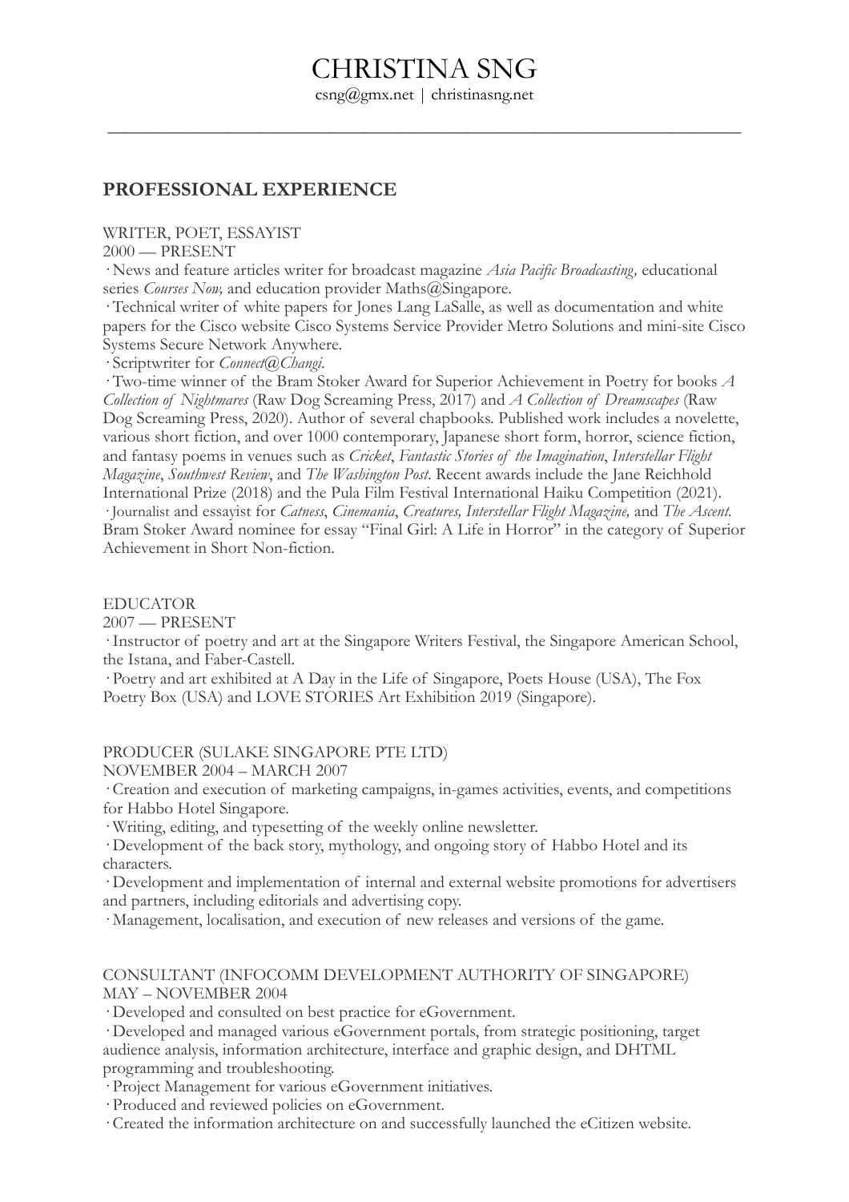# CHRISTINA SNG

csng@gmx.net | christinasng.net

---

## PROFESSIONAL EXPERIENCE

WRITER, POET, ESSAYIST
2000 — PRESENT

· News and feature articles writer for broadcast magazine *Asia Pacific Broadcasting,* educational series *Courses Now,* and education provider Maths@Singapore.
· Technical writer of white papers for Jones Lang LaSalle, as well as documentation and white papers for the Cisco website Cisco Systems Service Provider Metro Solutions and mini-site Cisco Systems Secure Network Anywhere.
· Scriptwriter for *Connect@Changi*.
· Two-time winner of the Bram Stoker Award for Superior Achievement in Poetry for books *A Collection of Nightmares* (Raw Dog Screaming Press, 2017) and *A Collection of Dreamscapes* (Raw Dog Screaming Press, 2020). Author of several chapbooks. Published work includes a novelette, various short fiction, and over 1000 contemporary, Japanese short form, horror, science fiction, and fantasy poems in venues such as *Cricket*, *Fantastic Stories of the Imagination*, *Interstellar Flight Magazine*, *Southwest Review*, and *The Washington Post*. Recent awards include the Jane Reichhold International Prize (2018) and the Pula Film Festival International Haiku Competition (2021).
· Journalist and essayist for *Catness*, *Cinemania*, *Creatures, Interstellar Flight Magazine,* and *The Ascent*. Bram Stoker Award nominee for essay "Final Girl: A Life in Horror" in the category of Superior Achievement in Short Non-fiction.

EDUCATOR
2007 — PRESENT

· Instructor of poetry and art at the Singapore Writers Festival, the Singapore American School, the Istana, and Faber-Castell.
· Poetry and art exhibited at A Day in the Life of Singapore, Poets House (USA), The Fox Poetry Box (USA) and LOVE STORIES Art Exhibition 2019 (Singapore).

PRODUCER (SULAKE SINGAPORE PTE LTD)
NOVEMBER 2004 – MARCH 2007

· Creation and execution of marketing campaigns, in-games activities, events, and competitions for Habbo Hotel Singapore.
· Writing, editing, and typesetting of the weekly online newsletter.
· Development of the back story, mythology, and ongoing story of Habbo Hotel and its characters.
· Development and implementation of internal and external website promotions for advertisers and partners, including editorials and advertising copy.
· Management, localisation, and execution of new releases and versions of the game.

CONSULTANT (INFOCOMM DEVELOPMENT AUTHORITY OF SINGAPORE)
MAY – NOVEMBER 2004

· Developed and consulted on best practice for eGovernment.
· Developed and managed various eGovernment portals, from strategic positioning, target audience analysis, information architecture, interface and graphic design, and DHTML programming and troubleshooting.
· Project Management for various eGovernment initiatives.
· Produced and reviewed policies on eGovernment.
· Created the information architecture on and successfully launched the eCitizen website.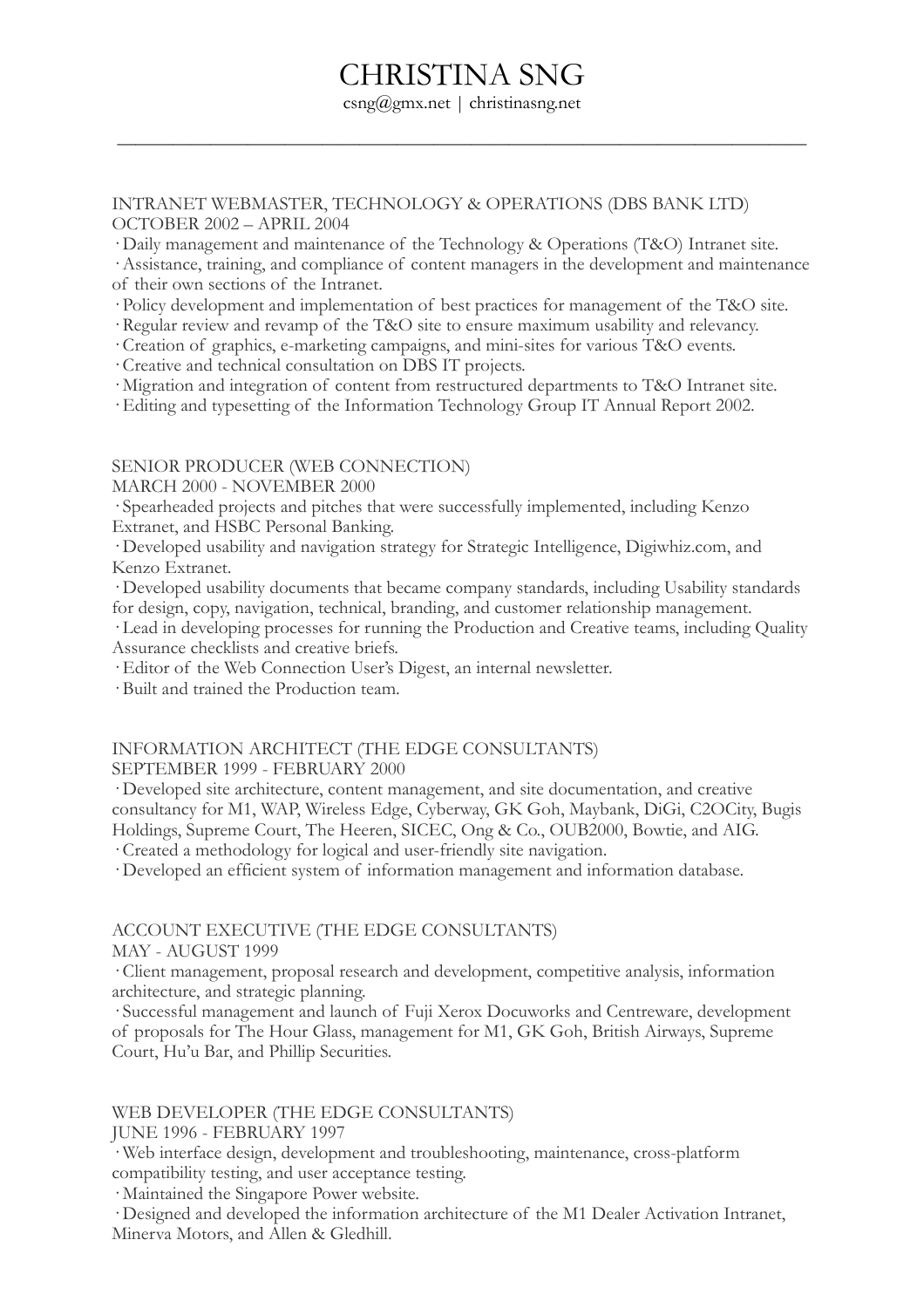# CHRISTINA SNG

csng@gmx.net | christinasng.net

---

### INTRANET WEBMASTER, TECHNOLOGY & OPERATIONS (DBS BANK LTD)
OCTOBER 2002 – APRIL 2004

- Daily management and maintenance of the Technology & Operations (T&O) Intranet site.
- Assistance, training, and compliance of content managers in the development and maintenance of their own sections of the Intranet.
- Policy development and implementation of best practices for management of the T&O site.
- Regular review and revamp of the T&O site to ensure maximum usability and relevancy.
- Creation of graphics, e-marketing campaigns, and mini-sites for various T&O events.
- Creative and technical consultation on DBS IT projects.
- Migration and integration of content from restructured departments to T&O Intranet site.
- Editing and typesetting of the Information Technology Group IT Annual Report 2002.

### SENIOR PRODUCER (WEB CONNECTION)
MARCH 2000 - NOVEMBER 2000

- Spearheaded projects and pitches that were successfully implemented, including Kenzo Extranet, and HSBC Personal Banking.
- Developed usability and navigation strategy for Strategic Intelligence, Digiwhiz.com, and Kenzo Extranet.
- Developed usability documents that became company standards, including Usability standards for design, copy, navigation, technical, branding, and customer relationship management.
- Lead in developing processes for running the Production and Creative teams, including Quality Assurance checklists and creative briefs.
- Editor of the Web Connection User's Digest, an internal newsletter.
- Built and trained the Production team.

### INFORMATION ARCHITECT (THE EDGE CONSULTANTS)
SEPTEMBER 1999 - FEBRUARY 2000

- Developed site architecture, content management, and site documentation, and creative consultancy for M1, WAP, Wireless Edge, Cyberway, GK Goh, Maybank, DiGi, C2OCity, Bugis Holdings, Supreme Court, The Heeren, SICEC, Ong & Co., OUB2000, Bowtie, and AIG.
- Created a methodology for logical and user-friendly site navigation.
- Developed an efficient system of information management and information database.

### ACCOUNT EXECUTIVE (THE EDGE CONSULTANTS)
MAY - AUGUST 1999

- Client management, proposal research and development, competitive analysis, information architecture, and strategic planning.
- Successful management and launch of Fuji Xerox Docuworks and Centreware, development of proposals for The Hour Glass, management for M1, GK Goh, British Airways, Supreme Court, Hu'u Bar, and Phillip Securities.

### WEB DEVELOPER (THE EDGE CONSULTANTS)
JUNE 1996 - FEBRUARY 1997

- Web interface design, development and troubleshooting, maintenance, cross-platform compatibility testing, and user acceptance testing.
- Maintained the Singapore Power website.
- Designed and developed the information architecture of the M1 Dealer Activation Intranet, Minerva Motors, and Allen & Gledhill.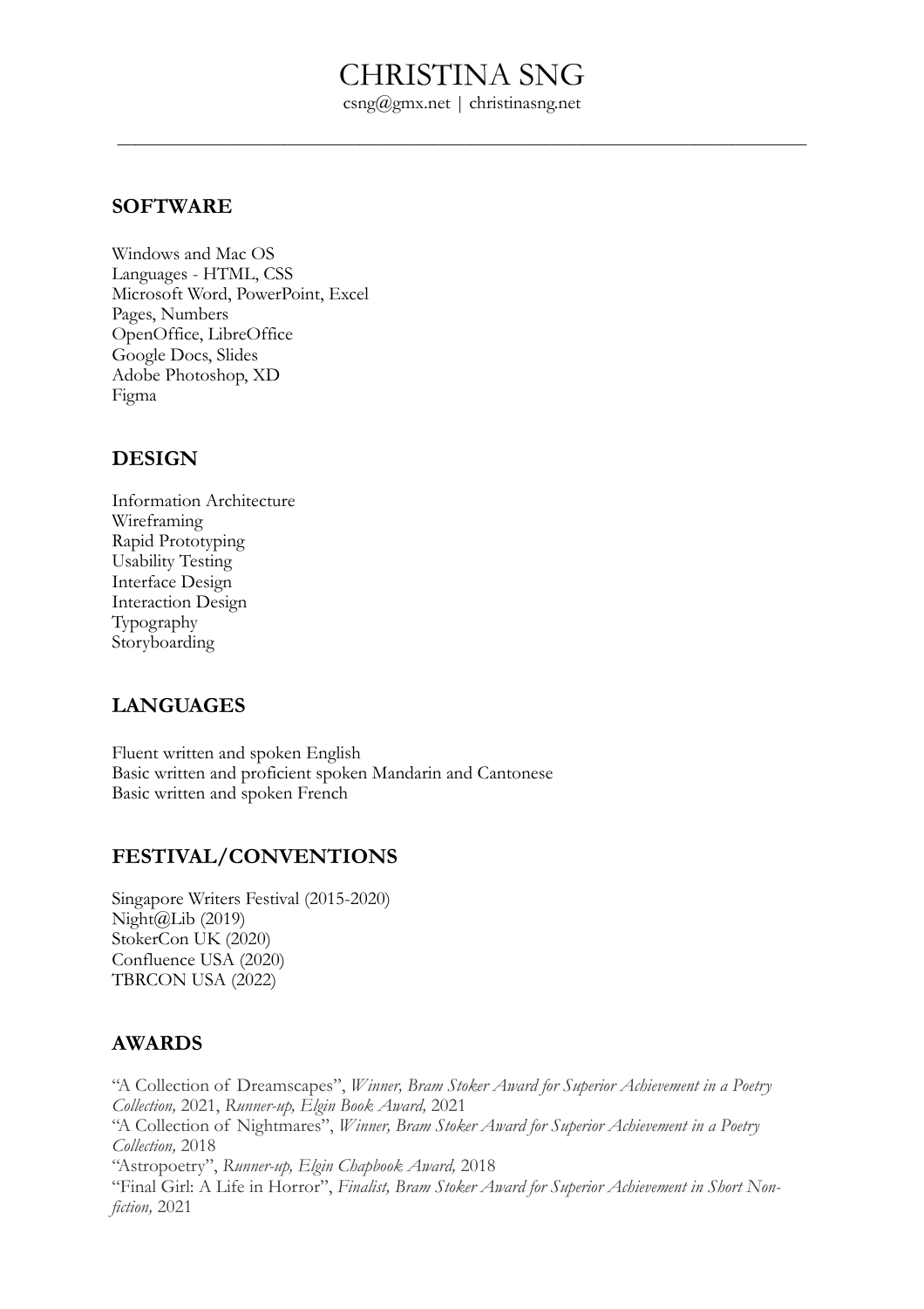# CHRISTINA SNG

csng@gmx.net | christinasng.net

---

## SOFTWARE

Windows and Mac OS
Languages - HTML, CSS
Microsoft Word, PowerPoint, Excel
Pages, Numbers
OpenOffice, LibreOffice
Google Docs, Slides
Adobe Photoshop, XD
Figma

## DESIGN

Information Architecture
Wireframing
Rapid Prototyping
Usability Testing
Interface Design
Interaction Design
Typography
Storyboarding

## LANGUAGES

Fluent written and spoken English
Basic written and proficient spoken Mandarin and Cantonese
Basic written and spoken French

## FESTIVAL/CONVENTIONS

Singapore Writers Festival (2015-2020)
Night@Lib (2019)
StokerCon UK (2020)
Confluence USA (2020)
TBRCON USA (2022)

## AWARDS

"A Collection of Dreamscapes", *Winner, Bram Stoker Award for Superior Achievement in a Poetry Collection,* 2021, *Runner-up, Elgin Book Award,* 2021
"A Collection of Nightmares", *Winner, Bram Stoker Award for Superior Achievement in a Poetry Collection,* 2018
"Astropoetry", *Runner-up, Elgin Chapbook Award,* 2018
"Final Girl: A Life in Horror", *Finalist, Bram Stoker Award for Superior Achievement in Short Non-fiction,* 2021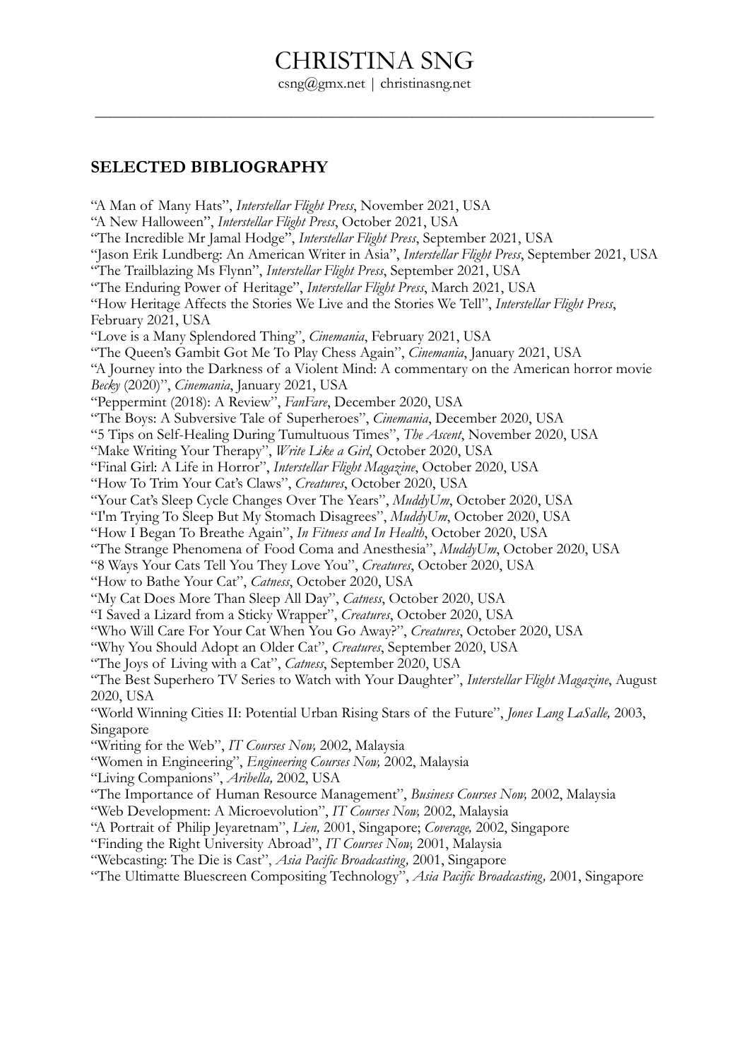# CHRISTINA SNG

csng@gmx.net | christinasng.net

## SELECTED BIBLIOGRAPHY

"A Man of Many Hats", *Interstellar Flight Press*, November 2021, USA
"A New Halloween", *Interstellar Flight Press*, October 2021, USA
"The Incredible Mr Jamal Hodge", *Interstellar Flight Press*, September 2021, USA
"Jason Erik Lundberg: An American Writer in Asia", *Interstellar Flight Press*, September 2021, USA
"The Trailblazing Ms Flynn", *Interstellar Flight Press*, September 2021, USA
"The Enduring Power of Heritage", *Interstellar Flight Press*, March 2021, USA
"How Heritage Affects the Stories We Live and the Stories We Tell", *Interstellar Flight Press*, February 2021, USA
"Love is a Many Splendored Thing", *Cinemania*, February 2021, USA
"The Queen's Gambit Got Me To Play Chess Again", *Cinemania*, January 2021, USA
"A Journey into the Darkness of a Violent Mind: A commentary on the American horror movie *Becky* (2020)", *Cinemania*, January 2021, USA
"Peppermint (2018): A Review", *FanFare*, December 2020, USA
"The Boys: A Subversive Tale of Superheroes", *Cinemania*, December 2020, USA
"5 Tips on Self-Healing During Tumultuous Times", *The Ascent*, November 2020, USA
"Make Writing Your Therapy", *Write Like a Girl*, October 2020, USA
"Final Girl: A Life in Horror", *Interstellar Flight Magazine*, October 2020, USA
"How To Trim Your Cat's Claws", *Creatures*, October 2020, USA
"Your Cat's Sleep Cycle Changes Over The Years", *MuddyUm*, October 2020, USA
"I'm Trying To Sleep But My Stomach Disagrees", *MuddyUm*, October 2020, USA
"How I Began To Breathe Again", *In Fitness and In Health*, October 2020, USA
"The Strange Phenomena of Food Coma and Anesthesia", *MuddyUm*, October 2020, USA
"8 Ways Your Cats Tell You They Love You", *Creatures*, October 2020, USA
"How to Bathe Your Cat", *Catness*, October 2020, USA
"My Cat Does More Than Sleep All Day", *Catness*, October 2020, USA
"I Saved a Lizard from a Sticky Wrapper", *Creatures*, October 2020, USA
"Who Will Care For Your Cat When You Go Away?", *Creatures*, October 2020, USA
"Why You Should Adopt an Older Cat", *Creatures*, September 2020, USA
"The Joys of Living with a Cat", *Catness*, September 2020, USA
"The Best Superhero TV Series to Watch with Your Daughter", *Interstellar Flight Magazine*, August 2020, USA
"World Winning Cities II: Potential Urban Rising Stars of the Future", *Jones Lang LaSalle,* 2003, Singapore
"Writing for the Web", *IT Courses Now,* 2002, Malaysia
"Women in Engineering", *Engineering Courses Now,* 2002, Malaysia
"Living Companions", *Aribella,* 2002, USA
"The Importance of Human Resource Management", *Business Courses Now,* 2002, Malaysia
"Web Development: A Microevolution", *IT Courses Now,* 2002, Malaysia
"A Portrait of Philip Jeyaretnam", *Lien,* 2001, Singapore; *Coverage,* 2002, Singapore
"Finding the Right University Abroad", *IT Courses Now,* 2001, Malaysia
"Webcasting: The Die is Cast", *Asia Pacific Broadcasting,* 2001, Singapore
"The Ultimatte Bluescreen Compositing Technology", *Asia Pacific Broadcasting,* 2001, Singapore